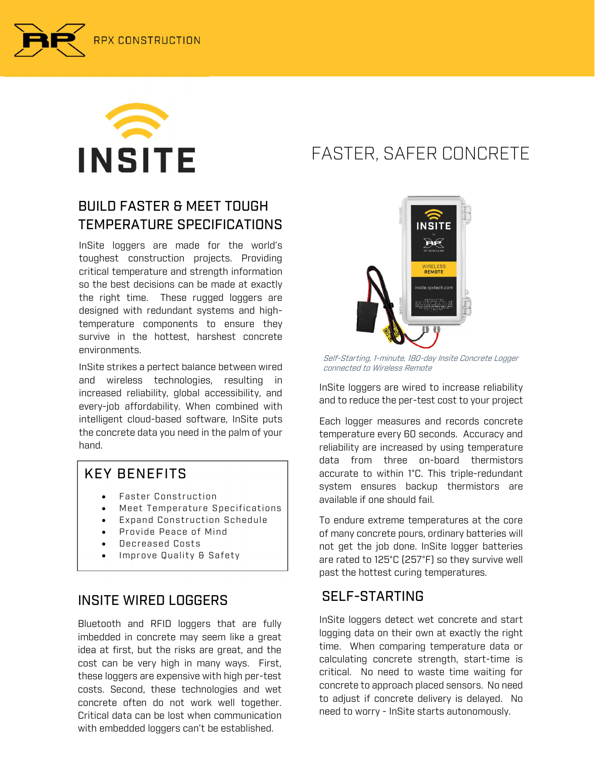RPX CONSTRUCTION

# INSITE

# FASTER, SAFER CONCRETE

## BUILD FASTER & MEET TOUGH TEMPERATURE SPECIFICATIONS

InSite loggers are made for the world's toughest construction projects. Providing critical temperature and strength information so the best decisions can be made at exactly the right time. These rugged loggers are designed with redundant systems and high-temperature components to ensure they survive in the hottest, harshest concrete environments.

InSite strikes a perfect balance between wired and wireless technologies, resulting in increased reliability, global accessibility, and every-job affordability. When combined with intelligent cloud-based software, InSite puts the concrete data you need in the palm of your hand.

### KEY BENEFITS

- Faster Construction
- Meet Temperature Specifications
- Expand Construction Schedule
- Provide Peace of Mind
- Decreased Costs
- Improve Quality & Safety

## INSITE WIRED LOGGERS

Bluetooth and RFID loggers that are fully imbedded in concrete may seem like a great idea at first, but the risks are great, and the cost can be very high in many ways. First, these loggers are expensive with high per-test costs. Second, these technologies and wet concrete often do not work well together. Critical data can be lost when communication with embedded loggers can't be established.

*Self-Starting, 1-minute, 180-day Insite Concrete Logger connected to Wireless Remote*

InSite loggers are wired to increase reliability and to reduce the per-test cost to your project

Each logger measures and records concrete temperature every 60 seconds. Accuracy and reliability are increased by using temperature data from three on-board thermistors accurate to within 1°C. This triple-redundant system ensures backup thermistors are available if one should fail.

To endure extreme temperatures at the core of many concrete pours, ordinary batteries will not get the job done. InSite logger batteries are rated to 125°C (257°F) so they survive well past the hottest curing temperatures.

## SELF-STARTING

InSite loggers detect wet concrete and start logging data on their own at exactly the right time. When comparing temperature data or calculating concrete strength, start-time is critical. No need to waste time waiting for concrete to approach placed sensors. No need to adjust if concrete delivery is delayed. No need to worry - InSite starts autonomously.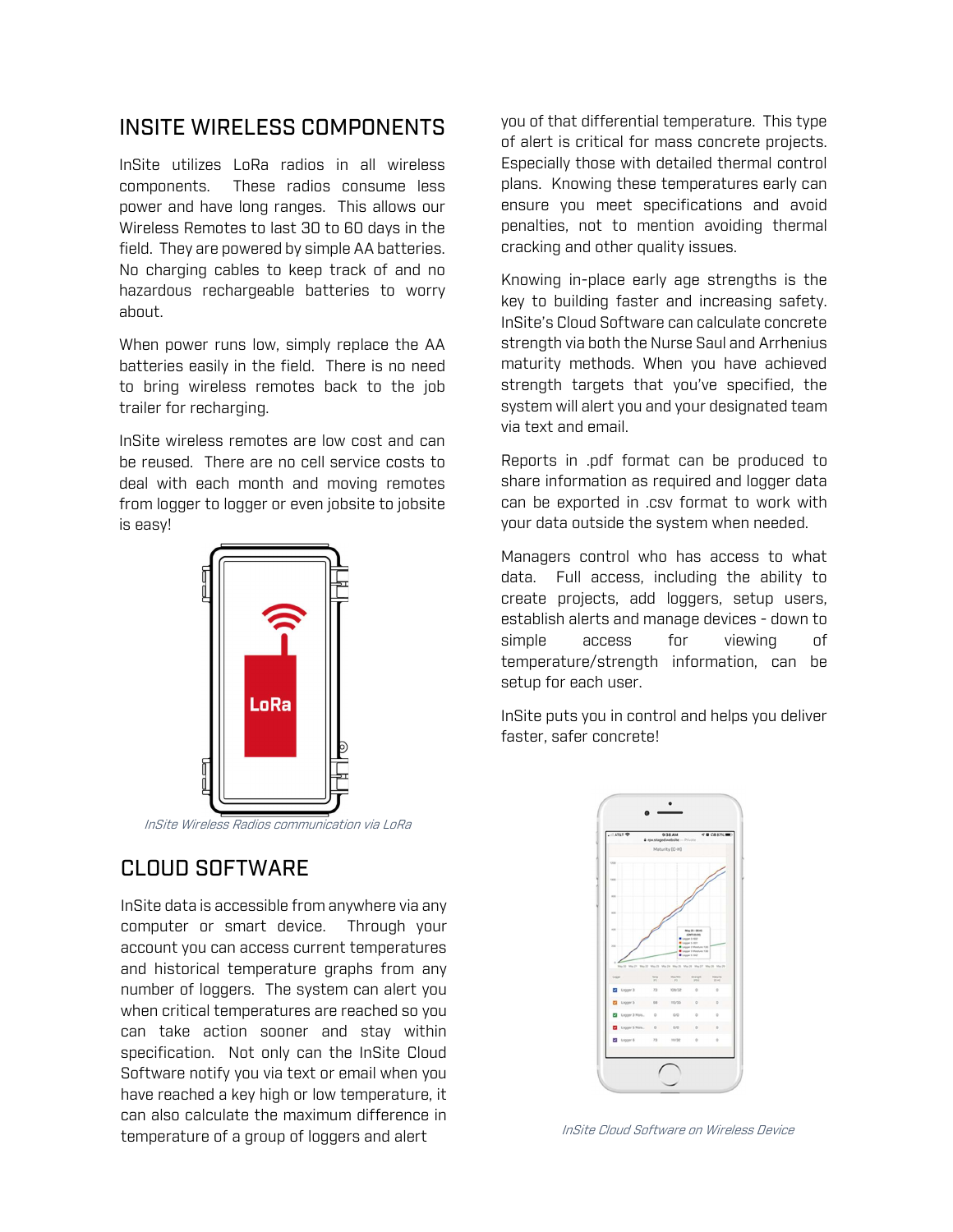## INSITE WIRELESS COMPONENTS

InSite utilizes LoRa radios in all wireless components. These radios consume less power and have long ranges. This allows our Wireless Remotes to last 30 to 60 days in the field. They are powered by simple AA batteries. No charging cables to keep track of and no hazardous rechargeable batteries to worry about.

When power runs low, simply replace the AA batteries easily in the field. There is no need to bring wireless remotes back to the job trailer for recharging.

InSite wireless remotes are low cost and can be reused. There are no cell service costs to deal with each month and moving remotes from logger to logger or even jobsite to jobsite is easy!

*InSite Wireless Radios communication via LoRa*

## CLOUD SOFTWARE

InSite data is accessible from anywhere via any computer or smart device. Through your account you can access current temperatures and historical temperature graphs from any number of loggers. The system can alert you when critical temperatures are reached so you can take action sooner and stay within specification. Not only can the InSite Cloud Software notify you via text or email when you have reached a key high or low temperature, it can also calculate the maximum difference in temperature of a group of loggers and alert you of that differential temperature. This type of alert is critical for mass concrete projects. Especially those with detailed thermal control plans. Knowing these temperatures early can ensure you meet specifications and avoid penalties, not to mention avoiding thermal cracking and other quality issues.

Knowing in-place early age strengths is the key to building faster and increasing safety. InSite's Cloud Software can calculate concrete strength via both the Nurse Saul and Arrhenius maturity methods. When you have achieved strength targets that you've specified, the system will alert you and your designated team via text and email.

Reports in .pdf format can be produced to share information as required and logger data can be exported in .csv format to work with your data outside the system when needed.

Managers control who has access to what data. Full access, including the ability to create projects, add loggers, setup users, establish alerts and manage devices - down to simple access for viewing of temperature/strength information, can be setup for each user.

InSite puts you in control and helps you deliver faster, safer concrete!

*InSite Cloud Software on Wireless Device*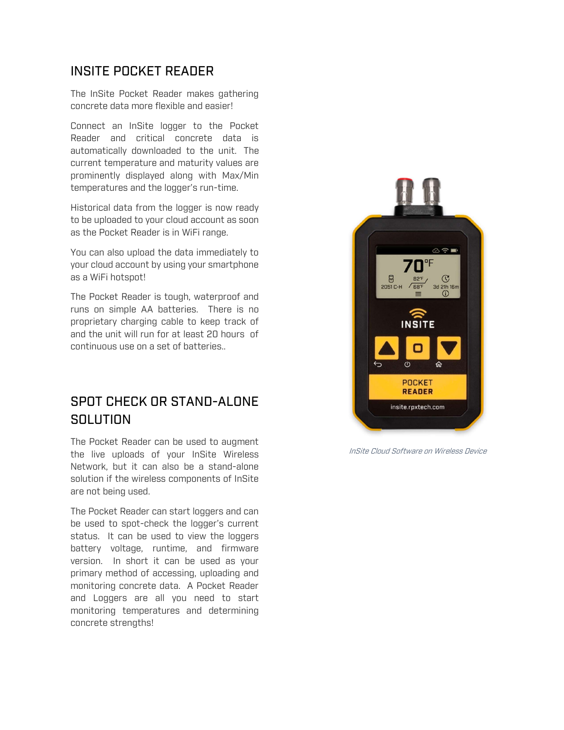## INSITE POCKET READER

The InSite Pocket Reader makes gathering concrete data more flexible and easier!

Connect an InSite logger to the Pocket Reader and critical concrete data is automatically downloaded to the unit. The current temperature and maturity values are prominently displayed along with Max/Min temperatures and the logger's run-time.

Historical data from the logger is now ready to be uploaded to your cloud account as soon as the Pocket Reader is in WiFi range.

You can also upload the data immediately to your cloud account by using your smartphone as a WiFi hotspot!

The Pocket Reader is tough, waterproof and runs on simple AA batteries. There is no proprietary charging cable to keep track of and the unit will run for at least 20 hours of continuous use on a set of batteries..

*InSite Cloud Software on Wireless Device*

## SPOT CHECK OR STAND-ALONE SOLUTION

The Pocket Reader can be used to augment the live uploads of your InSite Wireless Network, but it can also be a stand-alone solution if the wireless components of InSite are not being used.

The Pocket Reader can start loggers and can be used to spot-check the logger's current status. It can be used to view the loggers battery voltage, runtime, and firmware version. In short it can be used as your primary method of accessing, uploading and monitoring concrete data. A Pocket Reader and Loggers are all you need to start monitoring temperatures and determining concrete strengths!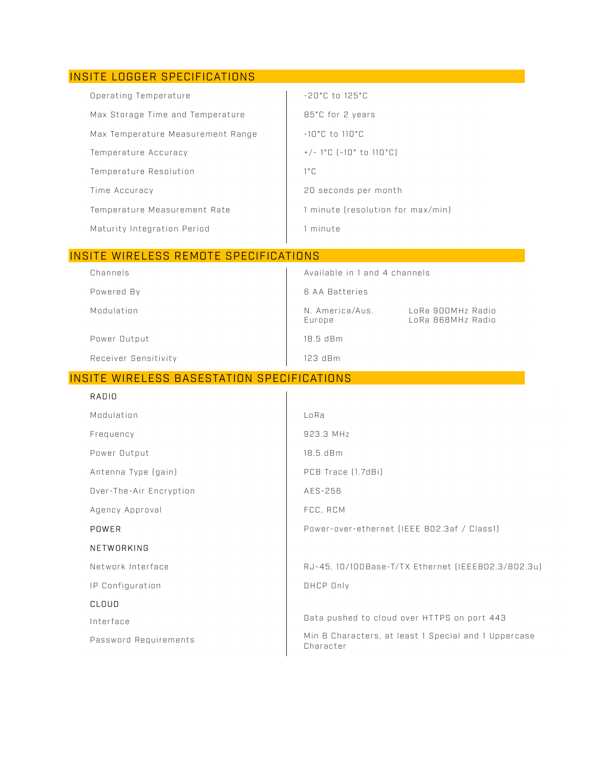## INSITE LOGGER SPECIFICATIONS

| | |
|---|---|
| Operating Temperature | -20°C to 125°C |
| Max Storage Time and Temperature | 85°C for 2 years |
| Max Temperature Measurement Range | -10°C to 110°C |
| Temperature Accuracy | +/- 1°C (-10° to 110°C) |
| Temperature Resolution | 1°C |
| Time Accuracy | 20 seconds per month |
| Temperature Measurement Rate | 1 minute (resolution for max/min) |
| Maturity Integration Period | 1 minute |

## INSITE WIRELESS REMOTE SPECIFICATIONS

| | | |
|---|---|---|
| Channels | Available in 1 and 4 channels | |
| Powered By | 6 AA Batteries | |
| Modulation | N. America/Aus.<br>Europe | LoRa 900MHz Radio<br>LoRa 868MHz Radio |
| Power Output | 18.5 dBm | |
| Receiver Sensitivity | 123 dBm | |

## INSITE WIRELESS BASESTATION SPECIFICATIONS

| | |
|---|---|
| RADIO | |
| Modulation | LoRa |
| Frequency | 923.3 MHz |
| Power Output | 18.5 dBm |
| Antenna Type (gain) | PCB Trace (1.7dBi) |
| Over-The-Air Encryption | AES-256 |
| Agency Approval | FCC, RCM |
| POWER | Power-over-ethernet (IEEE 802.3af / Class1) |
| NETWORKING | |
| Network Interface | RJ-45, 10/100Base-T/TX Ethernet (IEEE802.3/802.3u) |
| IP Configuration | DHCP Only |
| CLOUD | |
| Interface | Data pushed to cloud over HTTPS on port 443 |
| Password Requirements | Min 8 Characters, at least 1 Special and 1 Uppercase Character |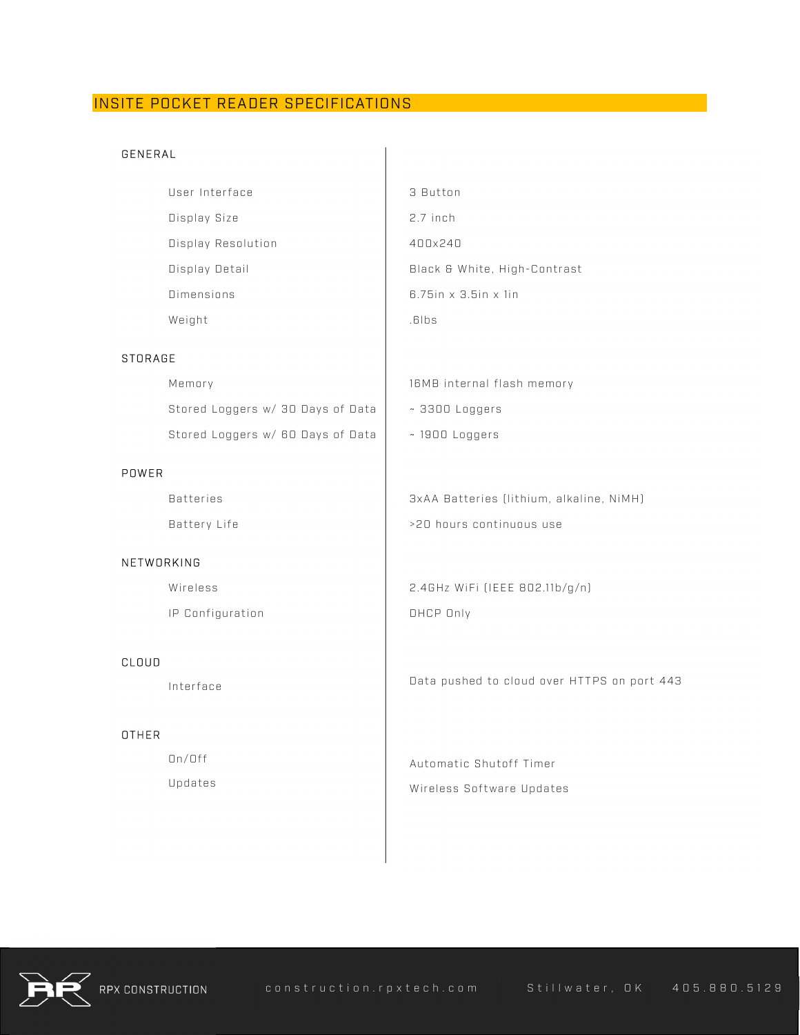# INSITE POCKET READER SPECIFICATIONS

| | |
|---|---|
| **GENERAL** | |
| User Interface | 3 Button |
| Display Size | 2.7 inch |
| Display Resolution | 400x240 |
| Display Detail | Black & White, High-Contrast |
| Dimensions | 6.75in x 3.5in x 1in |
| Weight | .6lbs |
| **STORAGE** | |
| Memory | 16MB internal flash memory |
| Stored Loggers w/ 30 Days of Data | ~ 3300 Loggers |
| Stored Loggers w/ 60 Days of Data | ~ 1900 Loggers |
| **POWER** | |
| Batteries | 3xAA Batteries (lithium, alkaline, NiMH) |
| Battery Life | >20 hours continuous use |
| **NETWORKING** | |
| Wireless | 2.4GHz WiFi (IEEE 802.11b/g/n) |
| IP Configuration | DHCP Only |
| **CLOUD** | |
| Interface | Data pushed to cloud over HTTPS on port 443 |
| **OTHER** | |
| On/Off | Automatic Shutoff Timer |
| Updates | Wireless Software Updates |

RPX CONSTRUCTION construction.rpxtech.com Stillwater, OK 405.880.5129